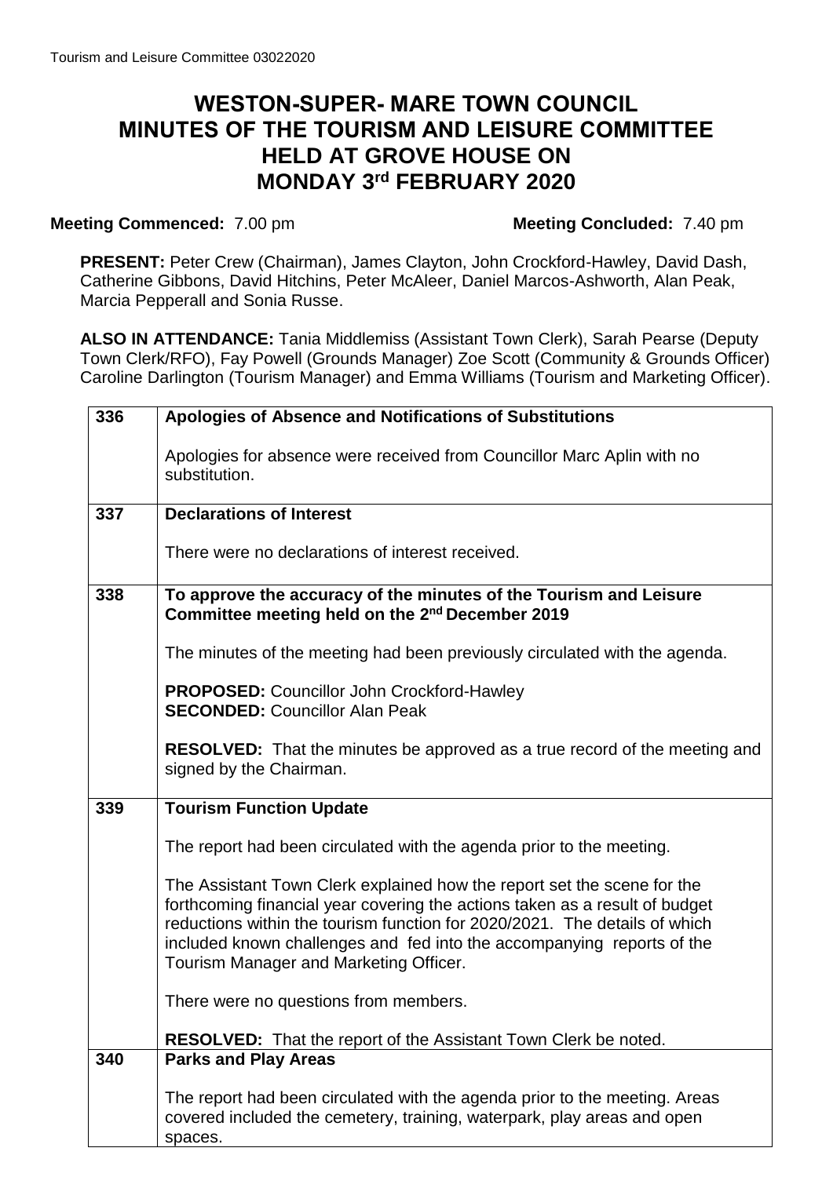# WESTON-SUPER- MARE TOWN COUNCIL
# MINUTES OF THE TOURISM AND LEISURE COMMITTEE
# HELD AT GROVE HOUSE ON
# MONDAY 3rd FEBRUARY 2020

**Meeting Commenced:** 7.00 pm **Meeting Concluded:** 7.40 pm

**PRESENT:** Peter Crew (Chairman), James Clayton, John Crockford-Hawley, David Dash, Catherine Gibbons, David Hitchins, Peter McAleer, Daniel Marcos-Ashworth, Alan Peak, Marcia Pepperall and Sonia Russe.

**ALSO IN ATTENDANCE:** Tania Middlemiss (Assistant Town Clerk), Sarah Pearse (Deputy Town Clerk/RFO), Fay Powell (Grounds Manager) Zoe Scott (Community & Grounds Officer) Caroline Darlington (Tourism Manager) and Emma Williams (Tourism and Marketing Officer).

| | |
|---|---|
| **336** | **Apologies of Absence and Notifications of Substitutions**<br><br>Apologies for absence were received from Councillor Marc Aplin with no substitution. |
| **337** | **Declarations of Interest**<br><br>There were no declarations of interest received. |
| **338** | **To approve the accuracy of the minutes of the Tourism and Leisure Committee meeting held on the 2nd December 2019**<br><br>The minutes of the meeting had been previously circulated with the agenda.<br><br>**PROPOSED:** Councillor John Crockford-Hawley<br>**SECONDED:** Councillor Alan Peak<br><br>**RESOLVED:** That the minutes be approved as a true record of the meeting and signed by the Chairman. |
| **339** | **Tourism Function Update**<br><br>The report had been circulated with the agenda prior to the meeting.<br><br>The Assistant Town Clerk explained how the report set the scene for the forthcoming financial year covering the actions taken as a result of budget reductions within the tourism function for 2020/2021. The details of which included known challenges and fed into the accompanying reports of the Tourism Manager and Marketing Officer.<br><br>There were no questions from members.<br><br>**RESOLVED:** That the report of the Assistant Town Clerk be noted. |
| **340** | **Parks and Play Areas**<br><br>The report had been circulated with the agenda prior to the meeting. Areas covered included the cemetery, training, waterpark, play areas and open spaces. |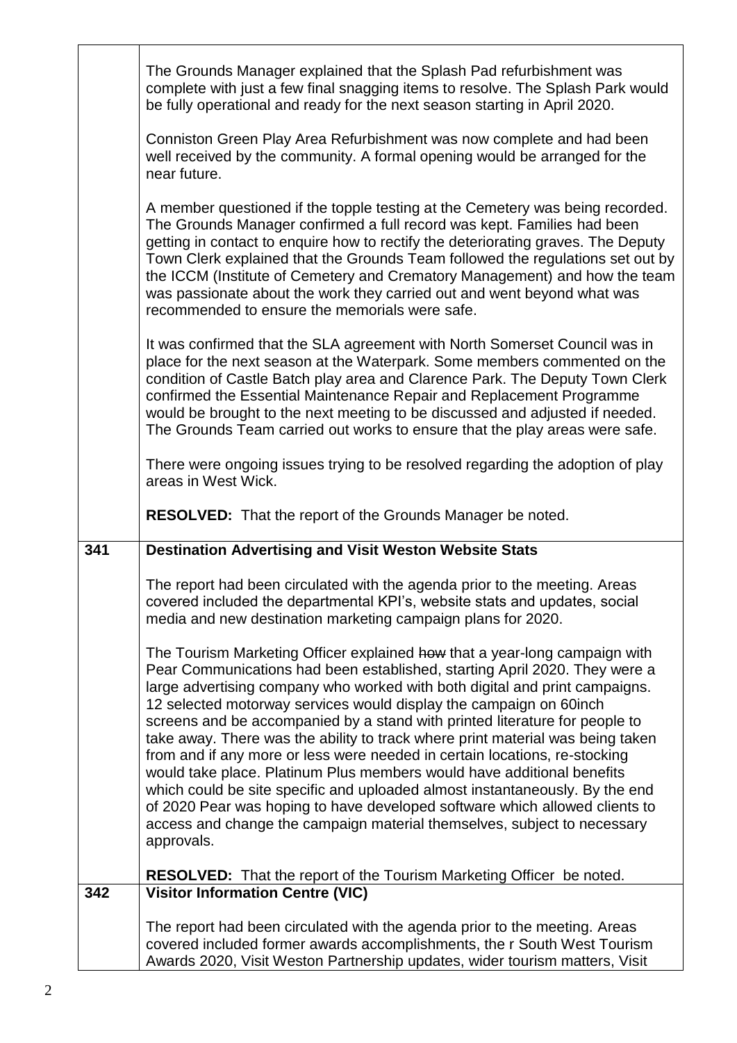The Grounds Manager explained that the Splash Pad refurbishment was complete with just a few final snagging items to resolve. The Splash Park would be fully operational and ready for the next season starting in April 2020.

Conniston Green Play Area Refurbishment was now complete and had been well received by the community. A formal opening would be arranged for the near future.

A member questioned if the topple testing at the Cemetery was being recorded. The Grounds Manager confirmed a full record was kept. Families had been getting in contact to enquire how to rectify the deteriorating graves. The Deputy Town Clerk explained that the Grounds Team followed the regulations set out by the ICCM (Institute of Cemetery and Crematory Management) and how the team was passionate about the work they carried out and went beyond what was recommended to ensure the memorials were safe.

It was confirmed that the SLA agreement with North Somerset Council was in place for the next season at the Waterpark. Some members commented on the condition of Castle Batch play area and Clarence Park. The Deputy Town Clerk confirmed the Essential Maintenance Repair and Replacement Programme would be brought to the next meeting to be discussed and adjusted if needed. The Grounds Team carried out works to ensure that the play areas were safe.

There were ongoing issues trying to be resolved regarding the adoption of play areas in West Wick.

**RESOLVED:** That the report of the Grounds Manager be noted.

## 341 Destination Advertising and Visit Weston Website Stats

The report had been circulated with the agenda prior to the meeting. Areas covered included the departmental KPI's, website stats and updates, social media and new destination marketing campaign plans for 2020.

The Tourism Marketing Officer explained ~~how~~ that a year-long campaign with Pear Communications had been established, starting April 2020. They were a large advertising company who worked with both digital and print campaigns. 12 selected motorway services would display the campaign on 60inch screens and be accompanied by a stand with printed literature for people to take away. There was the ability to track where print material was being taken from and if any more or less were needed in certain locations, re-stocking would take place. Platinum Plus members would have additional benefits which could be site specific and uploaded almost instantaneously. By the end of 2020 Pear was hoping to have developed software which allowed clients to access and change the campaign material themselves, subject to necessary approvals.

**RESOLVED:** That the report of the Tourism Marketing Officer be noted.

## 342 Visitor Information Centre (VIC)

The report had been circulated with the agenda prior to the meeting. Areas covered included former awards accomplishments, the r South West Tourism Awards 2020, Visit Weston Partnership updates, wider tourism matters, Visit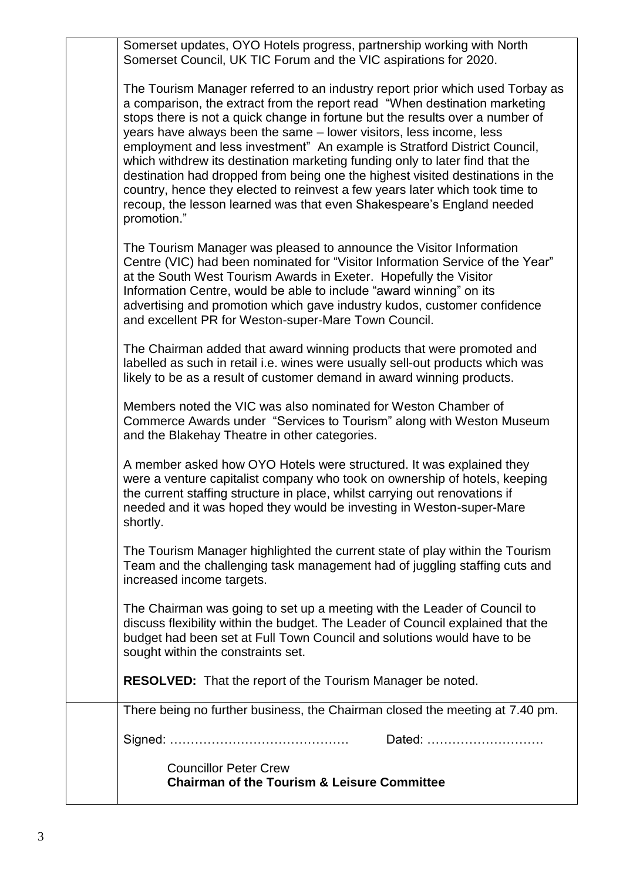Somerset updates, OYO Hotels progress, partnership working with North Somerset Council, UK TIC Forum and the VIC aspirations for 2020.

The Tourism Manager referred to an industry report prior which used Torbay as a comparison, the extract from the report read "When destination marketing stops there is not a quick change in fortune but the results over a number of years have always been the same – lower visitors, less income, less employment and less investment" An example is Stratford District Council, which withdrew its destination marketing funding only to later find that the destination had dropped from being one the highest visited destinations in the country, hence they elected to reinvest a few years later which took time to recoup, the lesson learned was that even Shakespeare's England needed promotion."

The Tourism Manager was pleased to announce the Visitor Information Centre (VIC) had been nominated for "Visitor Information Service of the Year" at the South West Tourism Awards in Exeter. Hopefully the Visitor Information Centre, would be able to include "award winning" on its advertising and promotion which gave industry kudos, customer confidence and excellent PR for Weston-super-Mare Town Council.

The Chairman added that award winning products that were promoted and labelled as such in retail i.e. wines were usually sell-out products which was likely to be as a result of customer demand in award winning products.

Members noted the VIC was also nominated for Weston Chamber of Commerce Awards under "Services to Tourism" along with Weston Museum and the Blakehay Theatre in other categories.

A member asked how OYO Hotels were structured. It was explained they were a venture capitalist company who took on ownership of hotels, keeping the current staffing structure in place, whilst carrying out renovations if needed and it was hoped they would be investing in Weston-super-Mare shortly.

The Tourism Manager highlighted the current state of play within the Tourism Team and the challenging task management had of juggling staffing cuts and increased income targets.

The Chairman was going to set up a meeting with the Leader of Council to discuss flexibility within the budget. The Leader of Council explained that the budget had been set at Full Town Council and solutions would have to be sought within the constraints set.

**RESOLVED:** That the report of the Tourism Manager be noted.

There being no further business, the Chairman closed the meeting at 7.40 pm.

Signed: ……………………………………. Dated: ……………………….

Councillor Peter Crew
**Chairman of the Tourism & Leisure Committee**